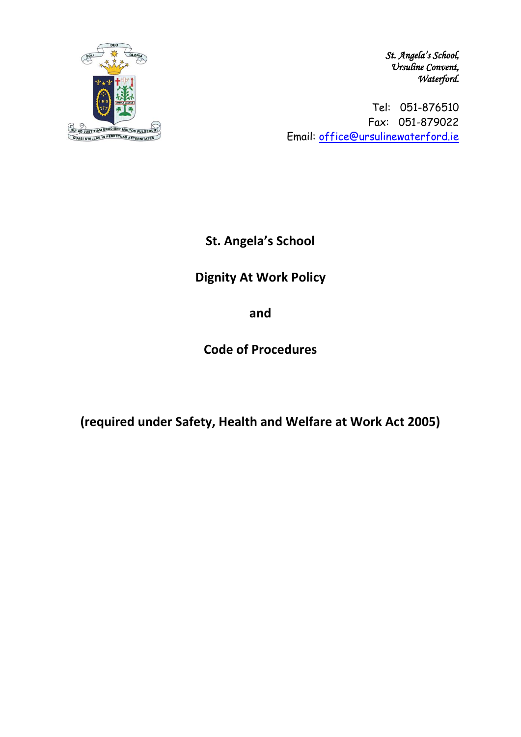*St. Angela's School,*
*Ursuline Convent,*
*Waterford.*

Tel: 051-876510
Fax: 051-879022
Email: office@ursulinewaterford.ie

# St. Angela's School

# Dignity At Work Policy

# and

# Code of Procedures

**(required under Safety, Health and Welfare at Work Act 2005)**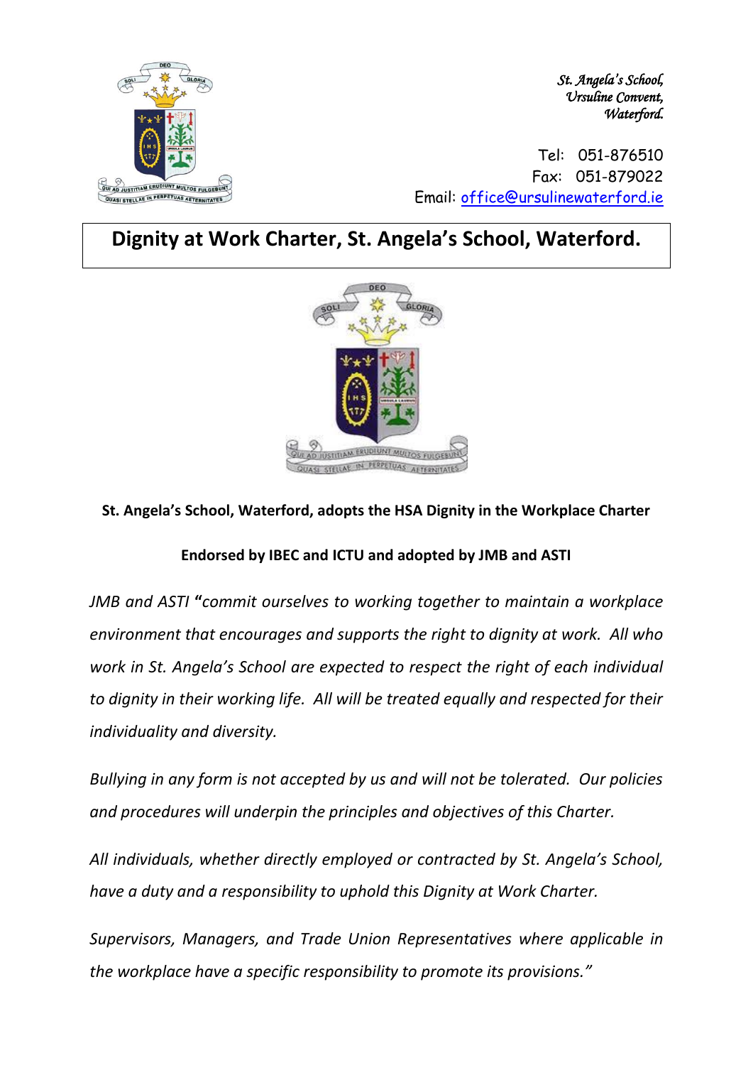*St. Angela's School,*
*Ursuline Convent,*
*Waterford.*

Tel: 051-876510
Fax: 051-879022
Email: office@ursulinewaterford.ie

# Dignity at Work Charter, St. Angela's School, Waterford.

**St. Angela's School, Waterford, adopts the HSA Dignity in the Workplace Charter**

**Endorsed by IBEC and ICTU and adopted by JMB and ASTI**

*JMB and ASTI* **"***commit ourselves to working together to maintain a workplace environment that encourages and supports the right to dignity at work. All who work in St. Angela's School are expected to respect the right of each individual to dignity in their working life. All will be treated equally and respected for their individuality and diversity.*

*Bullying in any form is not accepted by us and will not be tolerated. Our policies and procedures will underpin the principles and objectives of this Charter.*

*All individuals, whether directly employed or contracted by St. Angela's School, have a duty and a responsibility to uphold this Dignity at Work Charter.*

*Supervisors, Managers, and Trade Union Representatives where applicable in the workplace have a specific responsibility to promote its provisions."*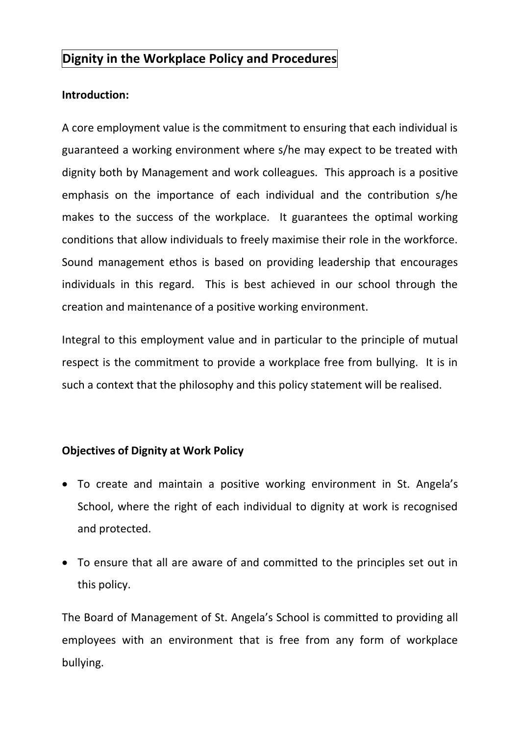# Dignity in the Workplace Policy and Procedures

**Introduction:**

A core employment value is the commitment to ensuring that each individual is guaranteed a working environment where s/he may expect to be treated with dignity both by Management and work colleagues. This approach is a positive emphasis on the importance of each individual and the contribution s/he makes to the success of the workplace. It guarantees the optimal working conditions that allow individuals to freely maximise their role in the workforce. Sound management ethos is based on providing leadership that encourages individuals in this regard. This is best achieved in our school through the creation and maintenance of a positive working environment.

Integral to this employment value and in particular to the principle of mutual respect is the commitment to provide a workplace free from bullying. It is in such a context that the philosophy and this policy statement will be realised.

**Objectives of Dignity at Work Policy**

- To create and maintain a positive working environment in St. Angela's School, where the right of each individual to dignity at work is recognised and protected.
- To ensure that all are aware of and committed to the principles set out in this policy.

The Board of Management of St. Angela's School is committed to providing all employees with an environment that is free from any form of workplace bullying.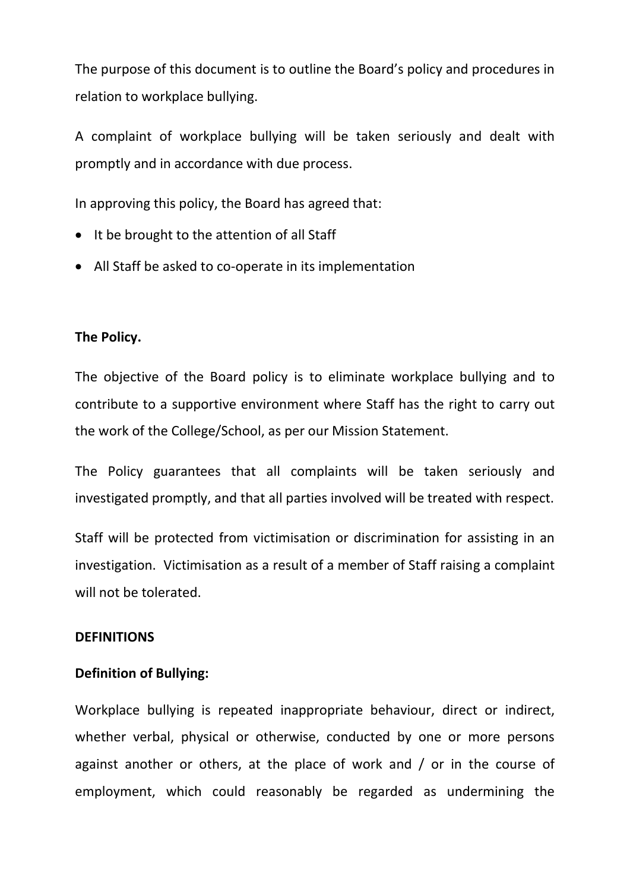The purpose of this document is to outline the Board's policy and procedures in relation to workplace bullying.

A complaint of workplace bullying will be taken seriously and dealt with promptly and in accordance with due process.

In approving this policy, the Board has agreed that:

- It be brought to the attention of all Staff
- All Staff be asked to co-operate in its implementation

**The Policy.**

The objective of the Board policy is to eliminate workplace bullying and to contribute to a supportive environment where Staff has the right to carry out the work of the College/School, as per our Mission Statement.

The Policy guarantees that all complaints will be taken seriously and investigated promptly, and that all parties involved will be treated with respect.

Staff will be protected from victimisation or discrimination for assisting in an investigation. Victimisation as a result of a member of Staff raising a complaint will not be tolerated.

**DEFINITIONS**

**Definition of Bullying:**

Workplace bullying is repeated inappropriate behaviour, direct or indirect, whether verbal, physical or otherwise, conducted by one or more persons against another or others, at the place of work and / or in the course of employment, which could reasonably be regarded as undermining the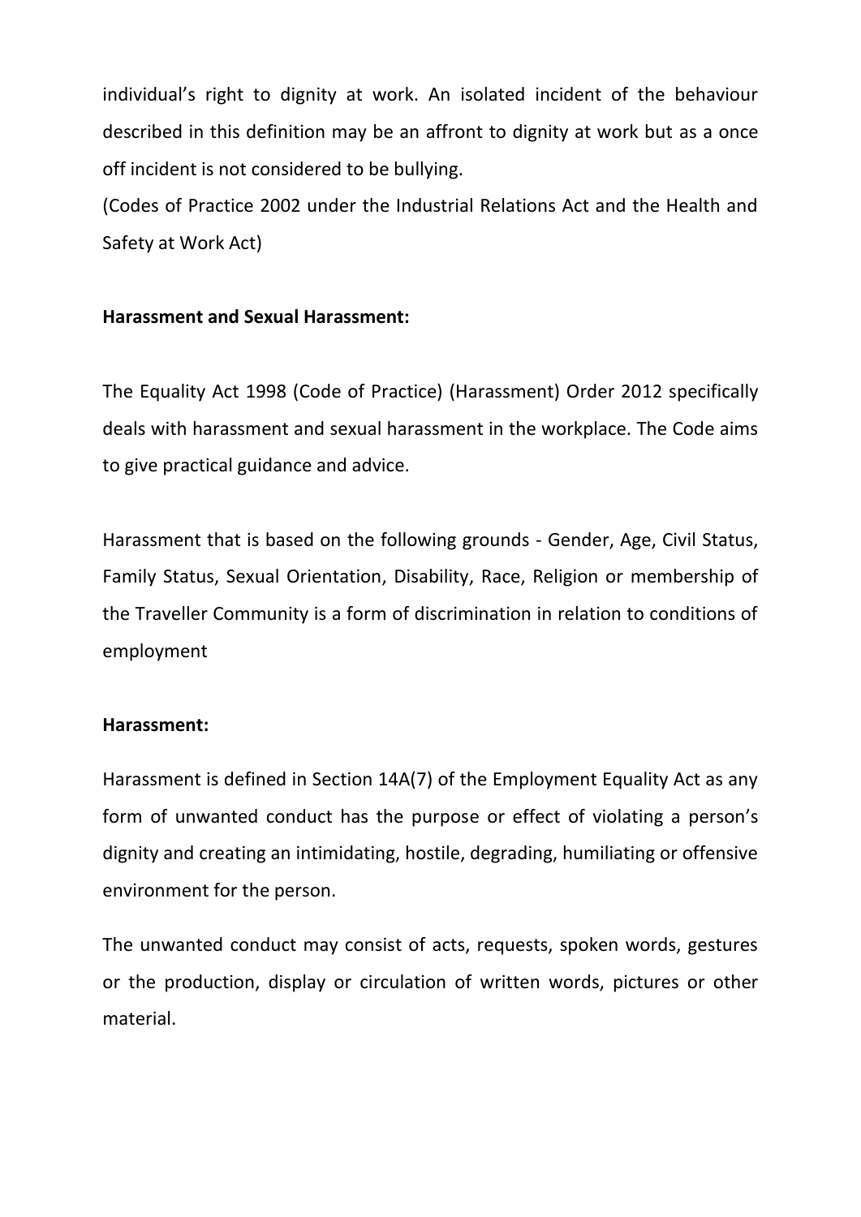individual's right to dignity at work. An isolated incident of the behaviour described in this definition may be an affront to dignity at work but as a once off incident is not considered to be bullying.

(Codes of Practice 2002 under the Industrial Relations Act and the Health and Safety at Work Act)

**Harassment and Sexual Harassment:**

The Equality Act 1998 (Code of Practice) (Harassment) Order 2012 specifically deals with harassment and sexual harassment in the workplace. The Code aims to give practical guidance and advice.

Harassment that is based on the following grounds - Gender, Age, Civil Status, Family Status, Sexual Orientation, Disability, Race, Religion or membership of the Traveller Community is a form of discrimination in relation to conditions of employment

**Harassment:**

Harassment is defined in Section 14A(7) of the Employment Equality Act as any form of unwanted conduct has the purpose or effect of violating a person's dignity and creating an intimidating, hostile, degrading, humiliating or offensive environment for the person.

The unwanted conduct may consist of acts, requests, spoken words, gestures or the production, display or circulation of written words, pictures or other material.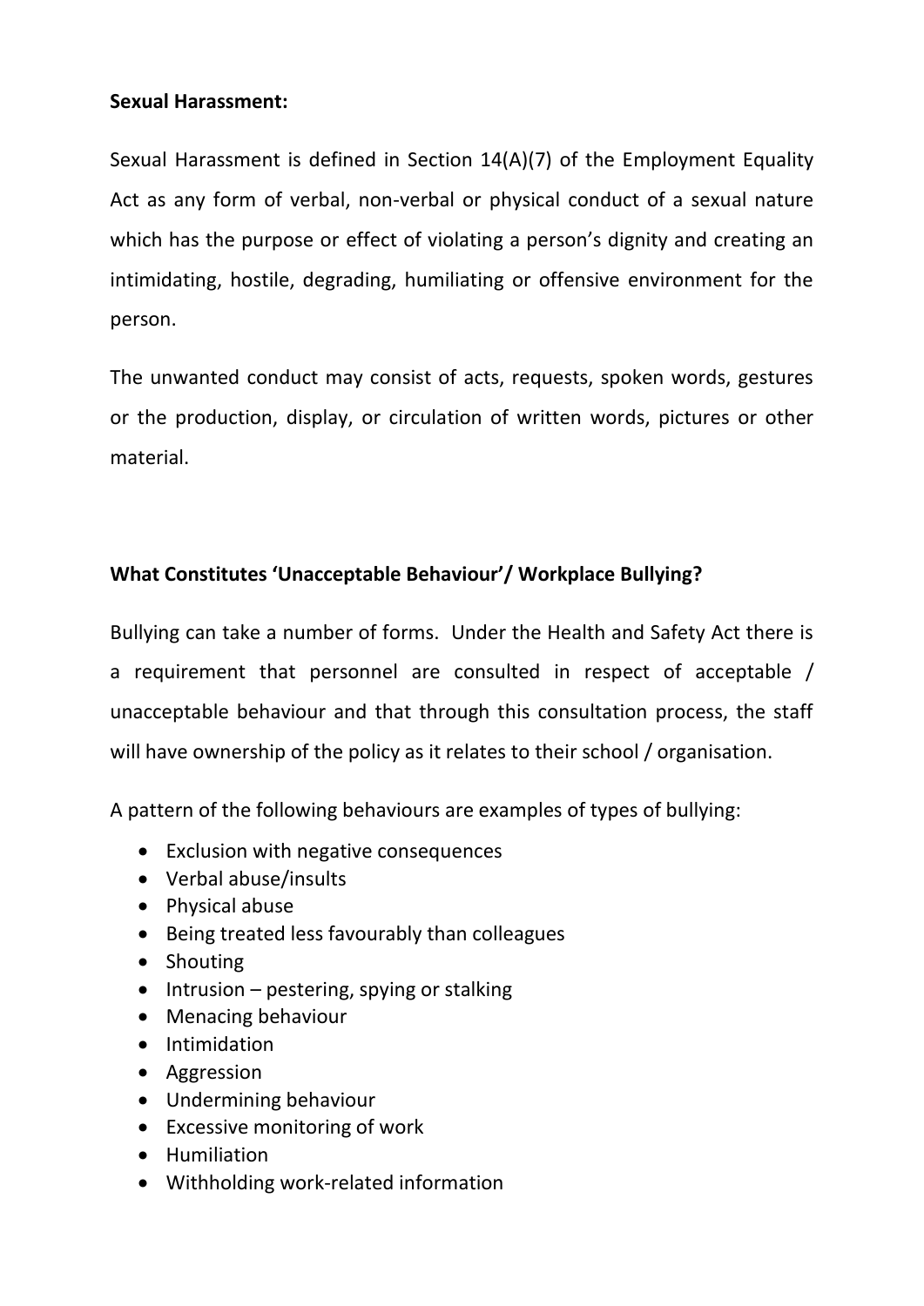**Sexual Harassment:**

Sexual Harassment is defined in Section 14(A)(7) of the Employment Equality Act as any form of verbal, non-verbal or physical conduct of a sexual nature which has the purpose or effect of violating a person's dignity and creating an intimidating, hostile, degrading, humiliating or offensive environment for the person.

The unwanted conduct may consist of acts, requests, spoken words, gestures or the production, display, or circulation of written words, pictures or other material.

**What Constitutes 'Unacceptable Behaviour'/ Workplace Bullying?**

Bullying can take a number of forms. Under the Health and Safety Act there is a requirement that personnel are consulted in respect of acceptable / unacceptable behaviour and that through this consultation process, the staff will have ownership of the policy as it relates to their school / organisation.

A pattern of the following behaviours are examples of types of bullying:

- Exclusion with negative consequences
- Verbal abuse/insults
- Physical abuse
- Being treated less favourably than colleagues
- Shouting
- Intrusion – pestering, spying or stalking
- Menacing behaviour
- Intimidation
- Aggression
- Undermining behaviour
- Excessive monitoring of work
- Humiliation
- Withholding work-related information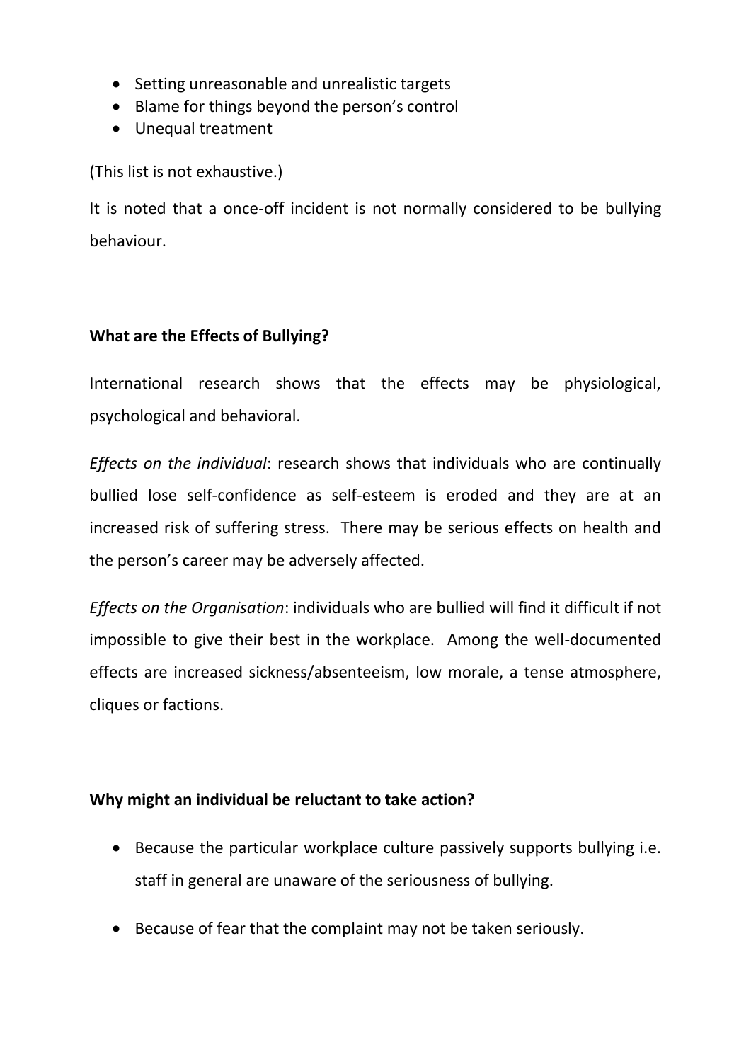- Setting unreasonable and unrealistic targets
- Blame for things beyond the person's control
- Unequal treatment

(This list is not exhaustive.)

It is noted that a once-off incident is not normally considered to be bullying behaviour.

**What are the Effects of Bullying?**

International research shows that the effects may be physiological, psychological and behavioral.

*Effects on the individual*: research shows that individuals who are continually bullied lose self-confidence as self-esteem is eroded and they are at an increased risk of suffering stress. There may be serious effects on health and the person's career may be adversely affected.

*Effects on the Organisation*: individuals who are bullied will find it difficult if not impossible to give their best in the workplace. Among the well-documented effects are increased sickness/absenteeism, low morale, a tense atmosphere, cliques or factions.

**Why might an individual be reluctant to take action?**

- Because the particular workplace culture passively supports bullying i.e. staff in general are unaware of the seriousness of bullying.
- Because of fear that the complaint may not be taken seriously.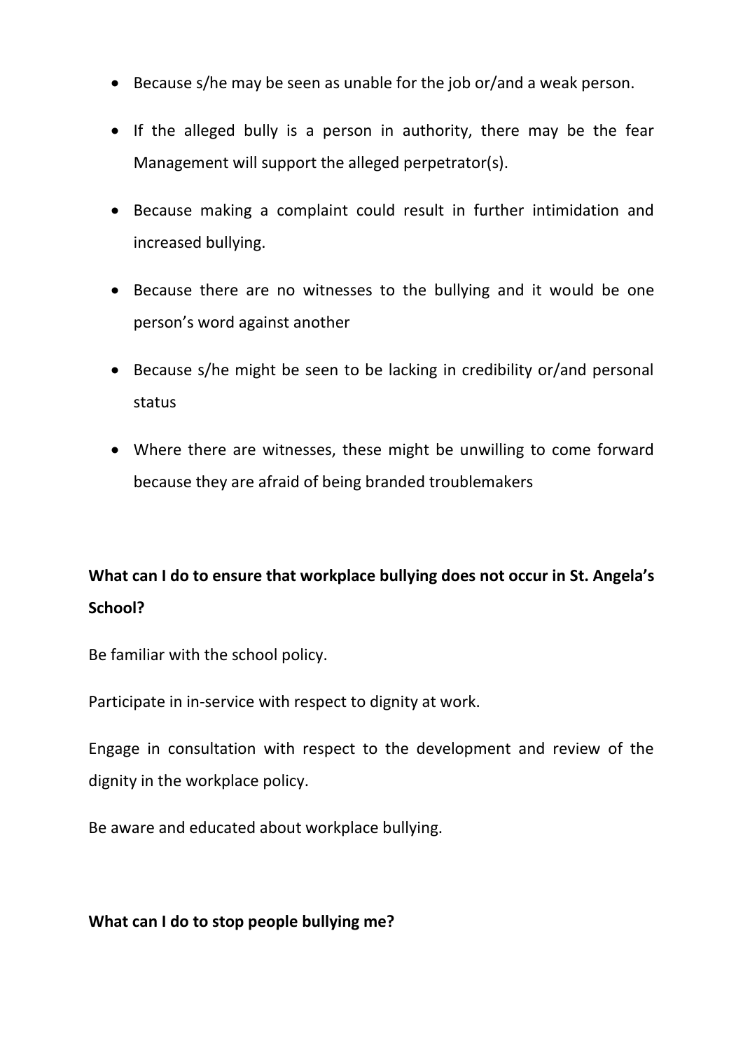- Because s/he may be seen as unable for the job or/and a weak person.
- If the alleged bully is a person in authority, there may be the fear Management will support the alleged perpetrator(s).
- Because making a complaint could result in further intimidation and increased bullying.
- Because there are no witnesses to the bullying and it would be one person's word against another
- Because s/he might be seen to be lacking in credibility or/and personal status
- Where there are witnesses, these might be unwilling to come forward because they are afraid of being branded troublemakers

**What can I do to ensure that workplace bullying does not occur in St. Angela's School?**

Be familiar with the school policy.

Participate in in-service with respect to dignity at work.

Engage in consultation with respect to the development and review of the dignity in the workplace policy.

Be aware and educated about workplace bullying.

**What can I do to stop people bullying me?**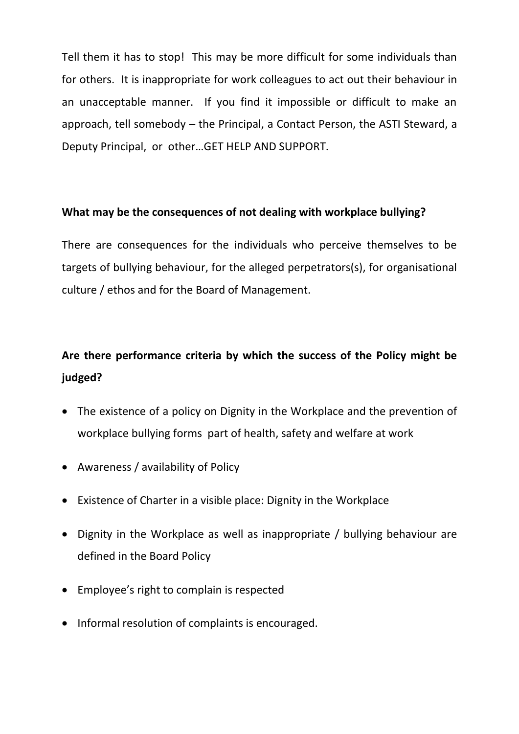Tell them it has to stop! This may be more difficult for some individuals than for others. It is inappropriate for work colleagues to act out their behaviour in an unacceptable manner. If you find it impossible or difficult to make an approach, tell somebody – the Principal, a Contact Person, the ASTI Steward, a Deputy Principal, or other…GET HELP AND SUPPORT.

**What may be the consequences of not dealing with workplace bullying?**

There are consequences for the individuals who perceive themselves to be targets of bullying behaviour, for the alleged perpetrators(s), for organisational culture / ethos and for the Board of Management.

**Are there performance criteria by which the success of the Policy might be judged?**

- The existence of a policy on Dignity in the Workplace and the prevention of workplace bullying forms part of health, safety and welfare at work
- Awareness / availability of Policy
- Existence of Charter in a visible place: Dignity in the Workplace
- Dignity in the Workplace as well as inappropriate / bullying behaviour are defined in the Board Policy
- Employee's right to complain is respected
- Informal resolution of complaints is encouraged.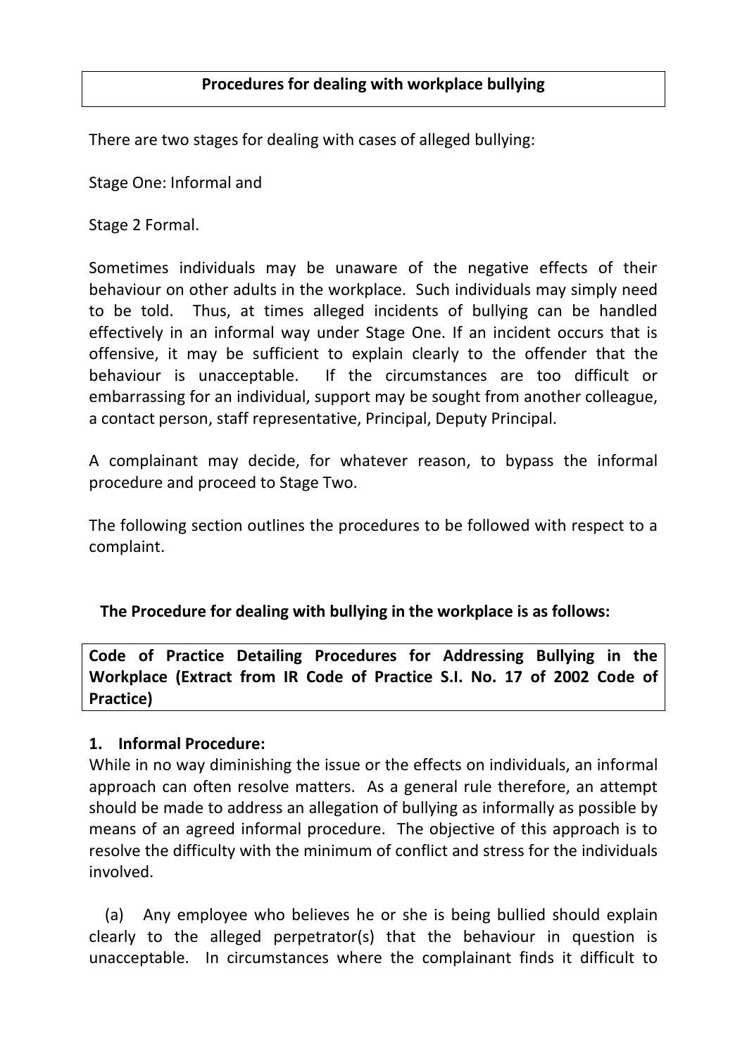## Procedures for dealing with workplace bullying

There are two stages for dealing with cases of alleged bullying:

Stage One: Informal and

Stage 2 Formal.

Sometimes individuals may be unaware of the negative effects of their behaviour on other adults in the workplace. Such individuals may simply need to be told. Thus, at times alleged incidents of bullying can be handled effectively in an informal way under Stage One. If an incident occurs that is offensive, it may be sufficient to explain clearly to the offender that the behaviour is unacceptable. If the circumstances are too difficult or embarrassing for an individual, support may be sought from another colleague, a contact person, staff representative, Principal, Deputy Principal.

A complainant may decide, for whatever reason, to bypass the informal procedure and proceed to Stage Two.

The following section outlines the procedures to be followed with respect to a complaint.

**The Procedure for dealing with bullying in the workplace is as follows:**

**Code of Practice Detailing Procedures for Addressing Bullying in the Workplace (Extract from IR Code of Practice S.I. No. 17 of 2002 Code of Practice)**

**1. Informal Procedure:**

While in no way diminishing the issue or the effects on individuals, an informal approach can often resolve matters. As a general rule therefore, an attempt should be made to address an allegation of bullying as informally as possible by means of an agreed informal procedure. The objective of this approach is to resolve the difficulty with the minimum of conflict and stress for the individuals involved.

(a) Any employee who believes he or she is being bullied should explain clearly to the alleged perpetrator(s) that the behaviour in question is unacceptable. In circumstances where the complainant finds it difficult to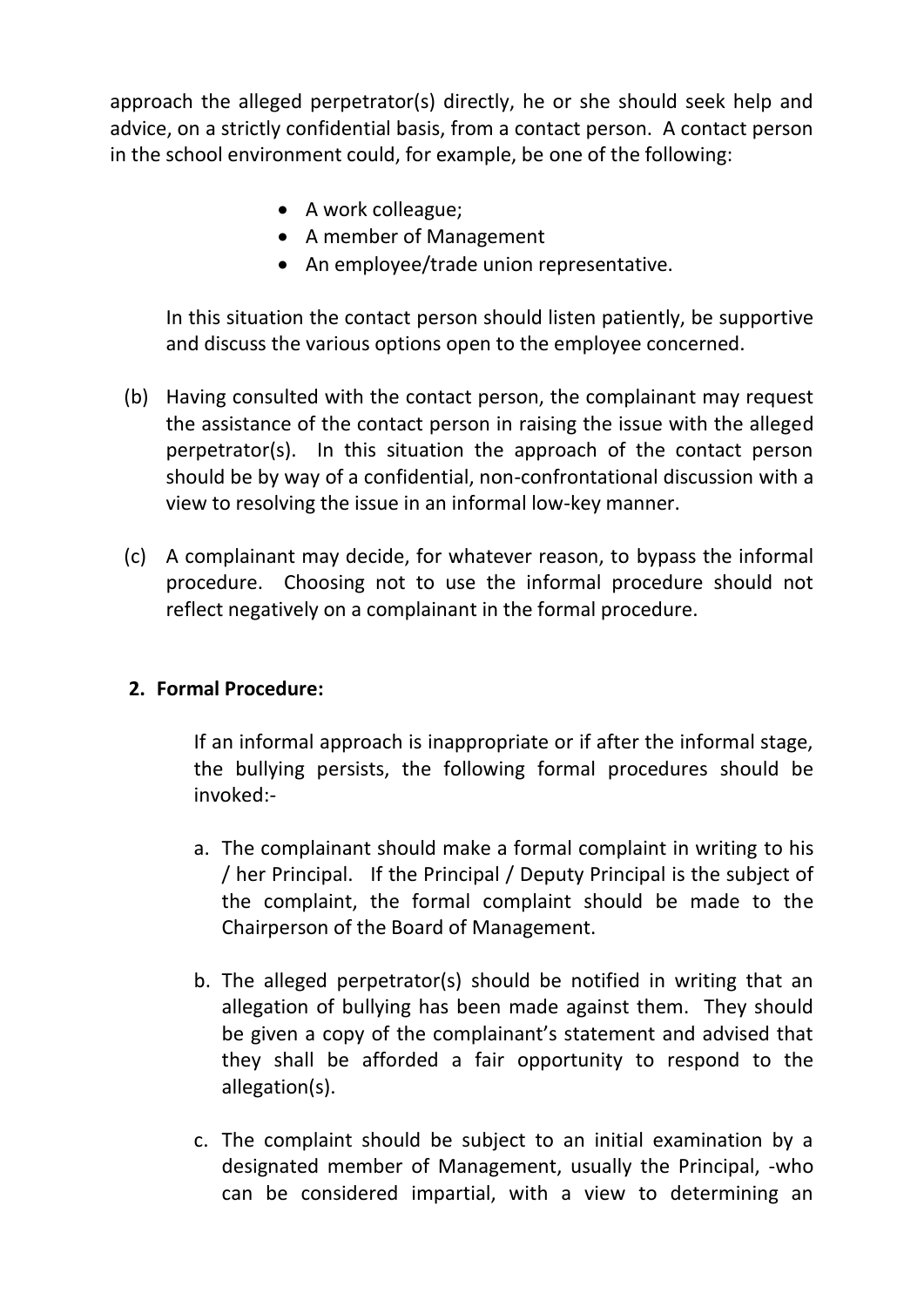approach the alleged perpetrator(s) directly, he or she should seek help and advice, on a strictly confidential basis, from a contact person. A contact person in the school environment could, for example, be one of the following:

- A work colleague;
- A member of Management
- An employee/trade union representative.

In this situation the contact person should listen patiently, be supportive and discuss the various options open to the employee concerned.

(b) Having consulted with the contact person, the complainant may request the assistance of the contact person in raising the issue with the alleged perpetrator(s). In this situation the approach of the contact person should be by way of a confidential, non-confrontational discussion with a view to resolving the issue in an informal low-key manner.

(c) A complainant may decide, for whatever reason, to bypass the informal procedure. Choosing not to use the informal procedure should not reflect negatively on a complainant in the formal procedure.

**2. Formal Procedure:**

If an informal approach is inappropriate or if after the informal stage, the bullying persists, the following formal procedures should be invoked:-

a. The complainant should make a formal complaint in writing to his / her Principal. If the Principal / Deputy Principal is the subject of the complaint, the formal complaint should be made to the Chairperson of the Board of Management.

b. The alleged perpetrator(s) should be notified in writing that an allegation of bullying has been made against them. They should be given a copy of the complainant's statement and advised that they shall be afforded a fair opportunity to respond to the allegation(s).

c. The complaint should be subject to an initial examination by a designated member of Management, usually the Principal, -who can be considered impartial, with a view to determining an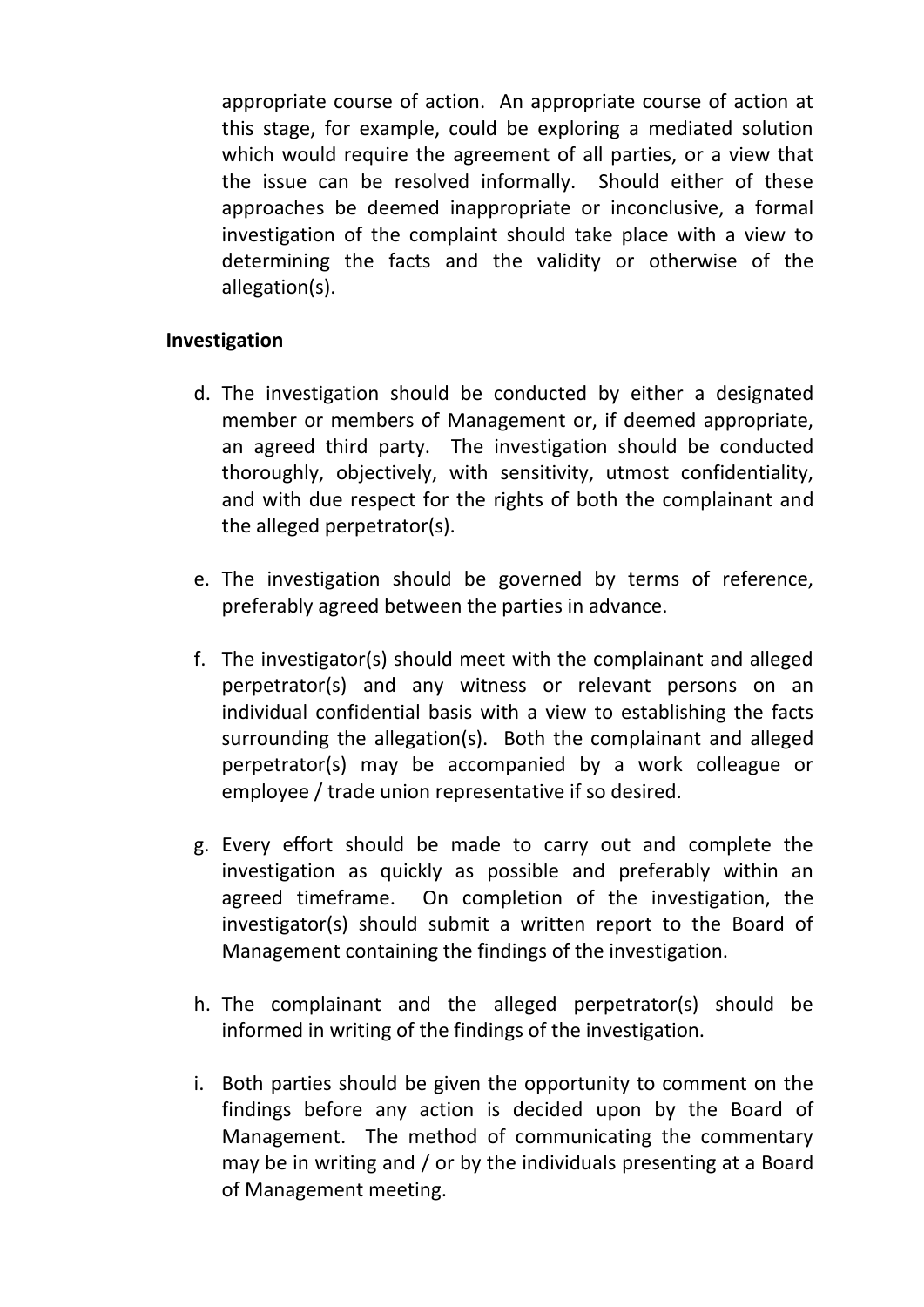appropriate course of action. An appropriate course of action at this stage, for example, could be exploring a mediated solution which would require the agreement of all parties, or a view that the issue can be resolved informally. Should either of these approaches be deemed inappropriate or inconclusive, a formal investigation of the complaint should take place with a view to determining the facts and the validity or otherwise of the allegation(s).

**Investigation**

d. The investigation should be conducted by either a designated member or members of Management or, if deemed appropriate, an agreed third party. The investigation should be conducted thoroughly, objectively, with sensitivity, utmost confidentiality, and with due respect for the rights of both the complainant and the alleged perpetrator(s).

e. The investigation should be governed by terms of reference, preferably agreed between the parties in advance.

f. The investigator(s) should meet with the complainant and alleged perpetrator(s) and any witness or relevant persons on an individual confidential basis with a view to establishing the facts surrounding the allegation(s). Both the complainant and alleged perpetrator(s) may be accompanied by a work colleague or employee / trade union representative if so desired.

g. Every effort should be made to carry out and complete the investigation as quickly as possible and preferably within an agreed timeframe. On completion of the investigation, the investigator(s) should submit a written report to the Board of Management containing the findings of the investigation.

h. The complainant and the alleged perpetrator(s) should be informed in writing of the findings of the investigation.

i. Both parties should be given the opportunity to comment on the findings before any action is decided upon by the Board of Management. The method of communicating the commentary may be in writing and / or by the individuals presenting at a Board of Management meeting.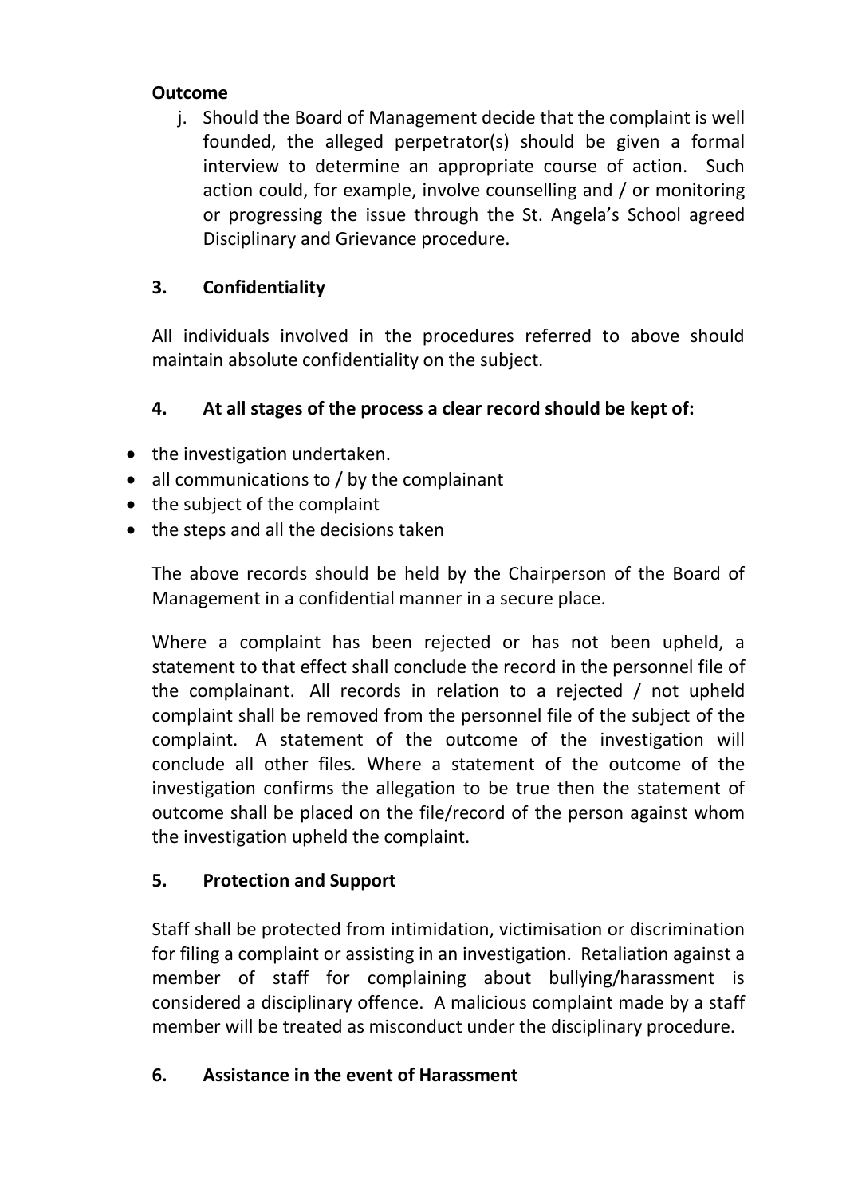**Outcome**

j. Should the Board of Management decide that the complaint is well founded, the alleged perpetrator(s) should be given a formal interview to determine an appropriate course of action. Such action could, for example, involve counselling and / or monitoring or progressing the issue through the St. Angela's School agreed Disciplinary and Grievance procedure.

### 3. Confidentiality

All individuals involved in the procedures referred to above should maintain absolute confidentiality on the subject.

### 4. At all stages of the process a clear record should be kept of:

- the investigation undertaken.
- all communications to / by the complainant
- the subject of the complaint
- the steps and all the decisions taken

The above records should be held by the Chairperson of the Board of Management in a confidential manner in a secure place.

Where a complaint has been rejected or has not been upheld, a statement to that effect shall conclude the record in the personnel file of the complainant. All records in relation to a rejected / not upheld complaint shall be removed from the personnel file of the subject of the complaint. A statement of the outcome of the investigation will conclude all other files. Where a statement of the outcome of the investigation confirms the allegation to be true then the statement of outcome shall be placed on the file/record of the person against whom the investigation upheld the complaint.

### 5. Protection and Support

Staff shall be protected from intimidation, victimisation or discrimination for filing a complaint or assisting in an investigation. Retaliation against a member of staff for complaining about bullying/harassment is considered a disciplinary offence. A malicious complaint made by a staff member will be treated as misconduct under the disciplinary procedure.

### 6. Assistance in the event of Harassment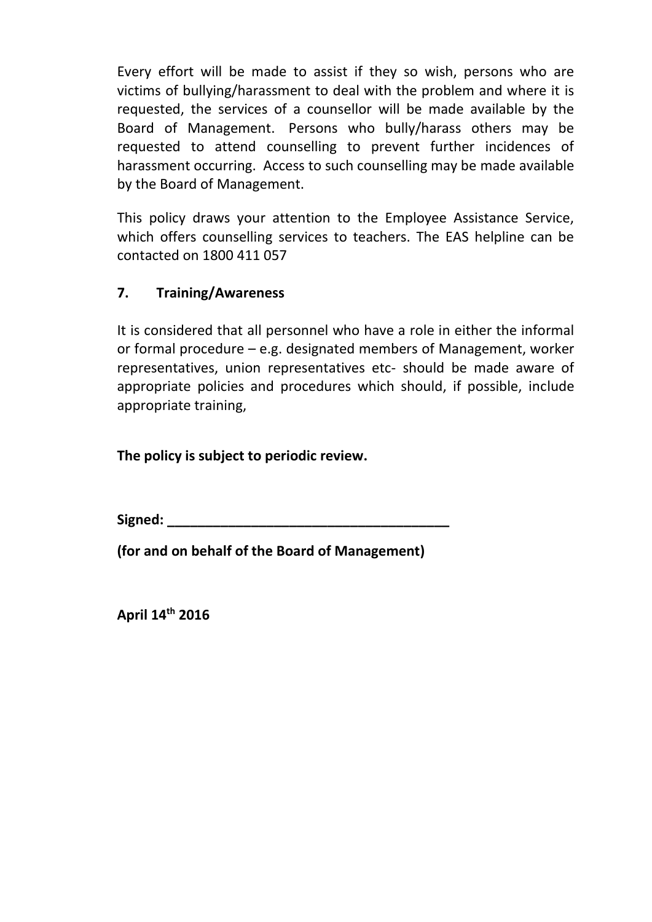Every effort will be made to assist if they so wish, persons who are victims of bullying/harassment to deal with the problem and where it is requested, the services of a counsellor will be made available by the Board of Management. Persons who bully/harass others may be requested to attend counselling to prevent further incidences of harassment occurring. Access to such counselling may be made available by the Board of Management.

This policy draws your attention to the Employee Assistance Service, which offers counselling services to teachers. The EAS helpline can be contacted on 1800 411 057

## 7. Training/Awareness

It is considered that all personnel who have a role in either the informal or formal procedure – e.g. designated members of Management, worker representatives, union representatives etc- should be made aware of appropriate policies and procedures which should, if possible, include appropriate training,

**The policy is subject to periodic review.**

**Signed: ______________________________________**

**(for and on behalf of the Board of Management)**

**April 14th 2016**